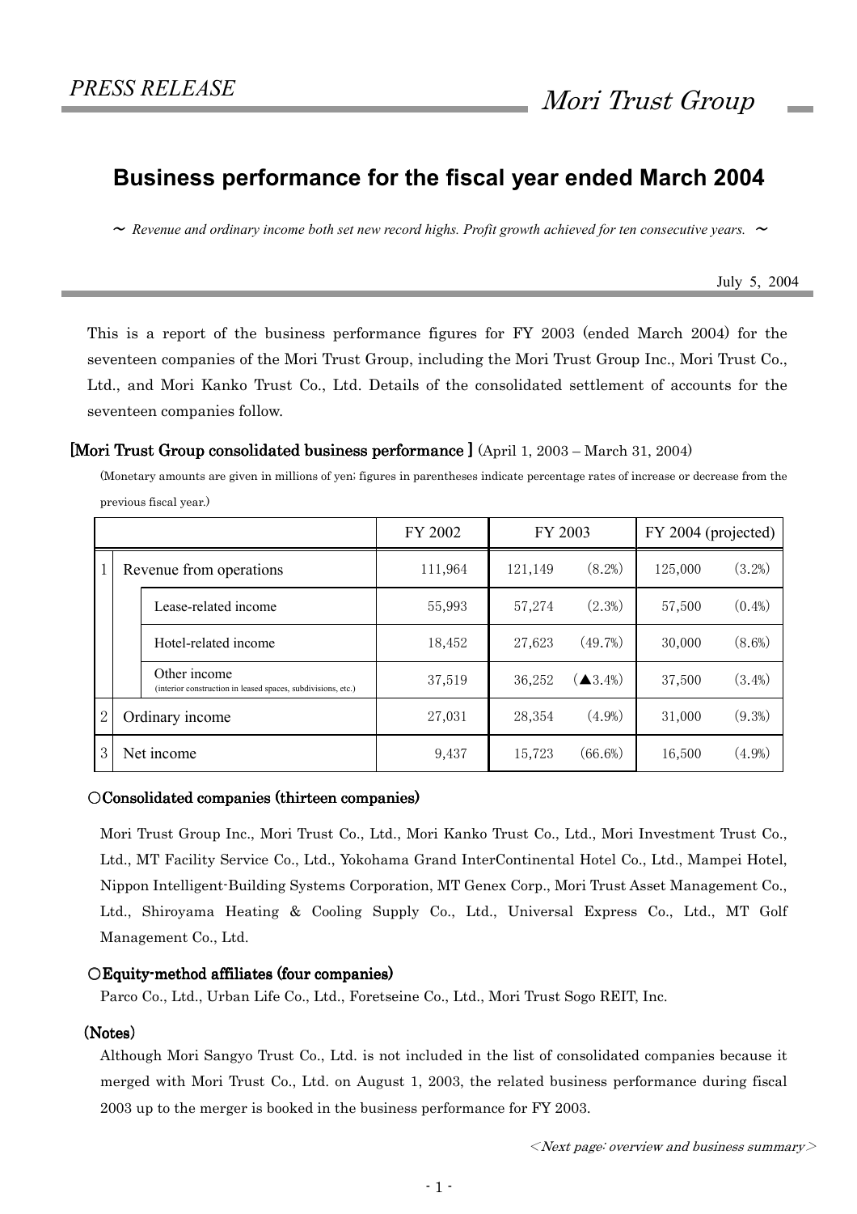PRESS RELEASE

*Mori Trust Group*

# Business performance for the fiscal year ended March 2004

~ *Revenue and ordinary income both set new record highs. Profit growth achieved for ten consecutive years.* ~

July 5, 2004

This is a report of the business performance figures for FY 2003 (ended March 2004) for the seventeen companies of the Mori Trust Group, including the Mori Trust Group Inc., Mori Trust Co., Ltd., and Mori Kanko Trust Co., Ltd. Details of the consolidated settlement of accounts for the seventeen companies follow.

**[Mori Trust Group consolidated business performance ]** (April 1, 2003 – March 31, 2004)

(Monetary amounts are given in millions of yen; figures in parentheses indicate percentage rates of increase or decrease from the previous fiscal year.)

| | | | FY 2002 | FY 2003 | | FY 2004 (projected) | |
|---|---|---|---|---|---|---|---|
| 1 | Revenue from operations | | 111,964 | 121,149 | (8.2%) | 125,000 | (3.2%) |
| | | Lease-related income | 55,993 | 57,274 | (2.3%) | 57,500 | (0.4%) |
| | | Hotel-related income | 18,452 | 27,623 | (49.7%) | 30,000 | (8.6%) |
| | | Other income (interior construction in leased spaces, subdivisions, etc.) | 37,519 | 36,252 | (▲3.4%) | 37,500 | (3.4%) |
| 2 | Ordinary income | | 27,031 | 28,354 | (4.9%) | 31,000 | (9.3%) |
| 3 | Net income | | 9,437 | 15,723 | (66.6%) | 16,500 | (4.9%) |

**○Consolidated companies (thirteen companies)**

Mori Trust Group Inc., Mori Trust Co., Ltd., Mori Kanko Trust Co., Ltd., Mori Investment Trust Co., Ltd., MT Facility Service Co., Ltd., Yokohama Grand InterContinental Hotel Co., Ltd., Mampei Hotel, Nippon Intelligent-Building Systems Corporation, MT Genex Corp., Mori Trust Asset Management Co., Ltd., Shiroyama Heating & Cooling Supply Co., Ltd., Universal Express Co., Ltd., MT Golf Management Co., Ltd.

**○Equity-method affiliates (four companies)**

Parco Co., Ltd., Urban Life Co., Ltd., Foretseine Co., Ltd., Mori Trust Sogo REIT, Inc.

**(Notes)**

Although Mori Sangyo Trust Co., Ltd. is not included in the list of consolidated companies because it merged with Mori Trust Co., Ltd. on August 1, 2003, the related business performance during fiscal 2003 up to the merger is booked in the business performance for FY 2003.

*<Next page: overview and business summary>*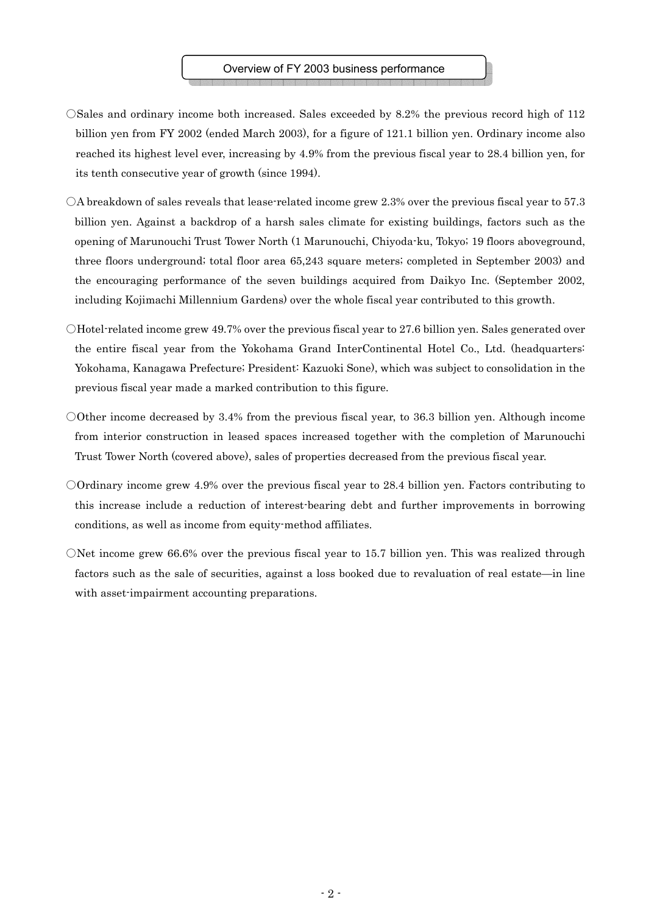## Overview of FY 2003 business performance

○Sales and ordinary income both increased. Sales exceeded by 8.2% the previous record high of 112 billion yen from FY 2002 (ended March 2003), for a figure of 121.1 billion yen. Ordinary income also reached its highest level ever, increasing by 4.9% from the previous fiscal year to 28.4 billion yen, for its tenth consecutive year of growth (since 1994).

○A breakdown of sales reveals that lease-related income grew 2.3% over the previous fiscal year to 57.3 billion yen. Against a backdrop of a harsh sales climate for existing buildings, factors such as the opening of Marunouchi Trust Tower North (1 Marunouchi, Chiyoda-ku, Tokyo; 19 floors aboveground, three floors underground; total floor area 65,243 square meters; completed in September 2003) and the encouraging performance of the seven buildings acquired from Daikyo Inc. (September 2002, including Kojimachi Millennium Gardens) over the whole fiscal year contributed to this growth.

○Hotel-related income grew 49.7% over the previous fiscal year to 27.6 billion yen. Sales generated over the entire fiscal year from the Yokohama Grand InterContinental Hotel Co., Ltd. (headquarters: Yokohama, Kanagawa Prefecture; President: Kazuoki Sone), which was subject to consolidation in the previous fiscal year made a marked contribution to this figure.

○Other income decreased by 3.4% from the previous fiscal year, to 36.3 billion yen. Although income from interior construction in leased spaces increased together with the completion of Marunouchi Trust Tower North (covered above), sales of properties decreased from the previous fiscal year.

○Ordinary income grew 4.9% over the previous fiscal year to 28.4 billion yen. Factors contributing to this increase include a reduction of interest-bearing debt and further improvements in borrowing conditions, as well as income from equity-method affiliates.

○Net income grew 66.6% over the previous fiscal year to 15.7 billion yen. This was realized through factors such as the sale of securities, against a loss booked due to revaluation of real estate—in line with asset-impairment accounting preparations.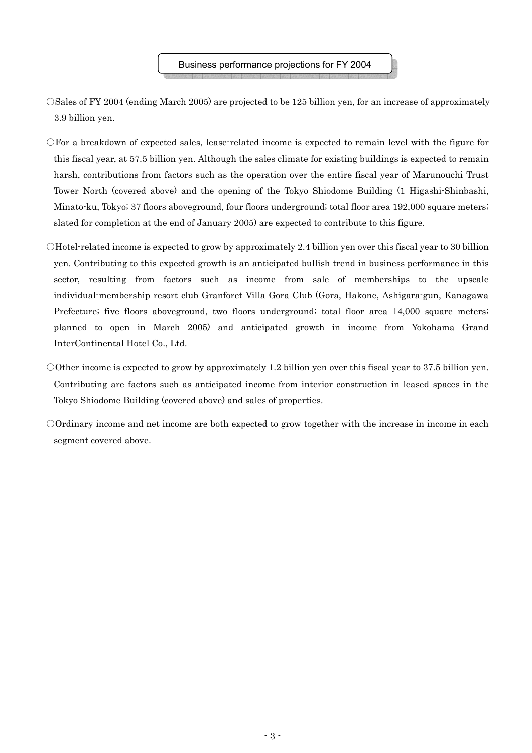## Business performance projections for FY 2004

○Sales of FY 2004 (ending March 2005) are projected to be 125 billion yen, for an increase of approximately 3.9 billion yen.

○For a breakdown of expected sales, lease-related income is expected to remain level with the figure for this fiscal year, at 57.5 billion yen. Although the sales climate for existing buildings is expected to remain harsh, contributions from factors such as the operation over the entire fiscal year of Marunouchi Trust Tower North (covered above) and the opening of the Tokyo Shiodome Building (1 Higashi-Shinbashi, Minato-ku, Tokyo; 37 floors aboveground, four floors underground; total floor area 192,000 square meters; slated for completion at the end of January 2005) are expected to contribute to this figure.

○Hotel-related income is expected to grow by approximately 2.4 billion yen over this fiscal year to 30 billion yen. Contributing to this expected growth is an anticipated bullish trend in business performance in this sector, resulting from factors such as income from sale of memberships to the upscale individual-membership resort club Granforet Villa Gora Club (Gora, Hakone, Ashigara-gun, Kanagawa Prefecture; five floors aboveground, two floors underground; total floor area 14,000 square meters; planned to open in March 2005) and anticipated growth in income from Yokohama Grand InterContinental Hotel Co., Ltd.

○Other income is expected to grow by approximately 1.2 billion yen over this fiscal year to 37.5 billion yen. Contributing are factors such as anticipated income from interior construction in leased spaces in the Tokyo Shiodome Building (covered above) and sales of properties.

○Ordinary income and net income are both expected to grow together with the increase in income in each segment covered above.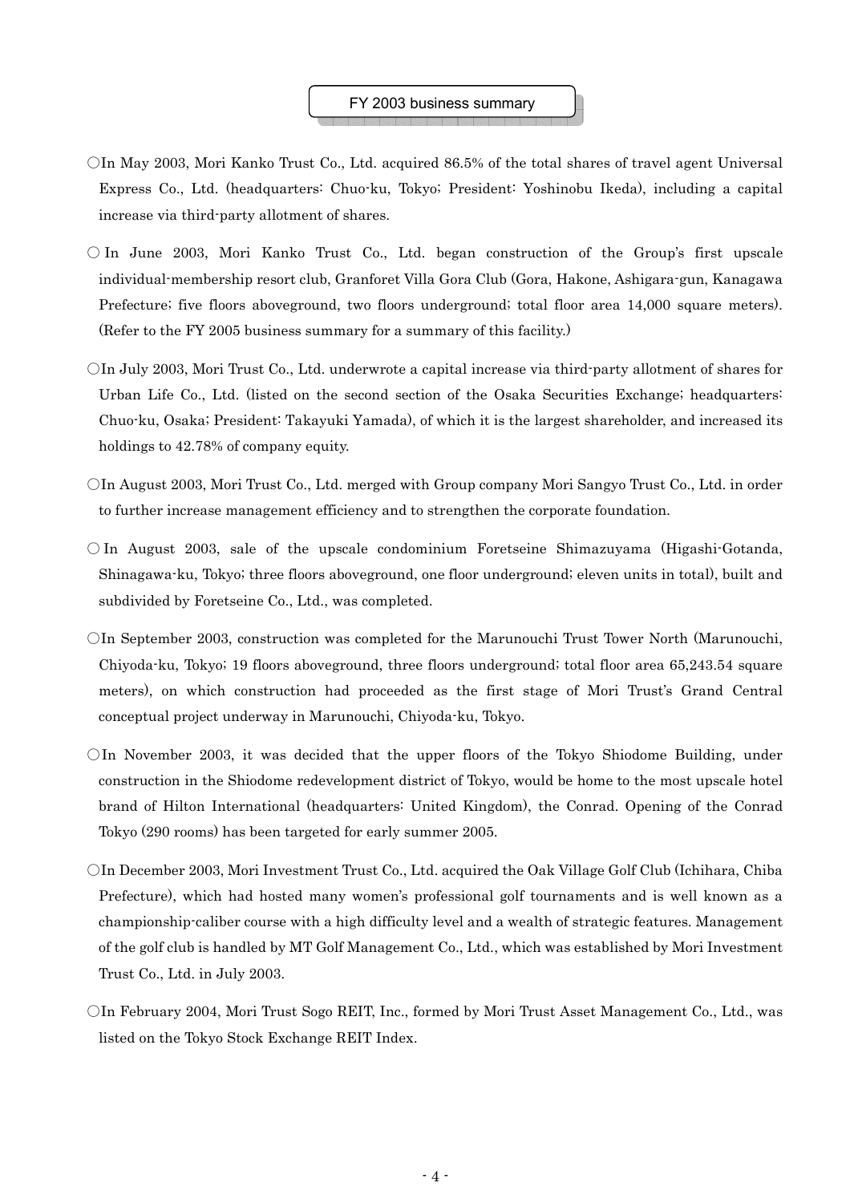## FY 2003 business summary

○In May 2003, Mori Kanko Trust Co., Ltd. acquired 86.5% of the total shares of travel agent Universal Express Co., Ltd. (headquarters: Chuo-ku, Tokyo; President: Yoshinobu Ikeda), including a capital increase via third-party allotment of shares.

○In June 2003, Mori Kanko Trust Co., Ltd. began construction of the Group's first upscale individual-membership resort club, Granforet Villa Gora Club (Gora, Hakone, Ashigara-gun, Kanagawa Prefecture; five floors aboveground, two floors underground; total floor area 14,000 square meters). (Refer to the FY 2005 business summary for a summary of this facility.)

○In July 2003, Mori Trust Co., Ltd. underwrote a capital increase via third-party allotment of shares for Urban Life Co., Ltd. (listed on the second section of the Osaka Securities Exchange; headquarters: Chuo-ku, Osaka; President: Takayuki Yamada), of which it is the largest shareholder, and increased its holdings to 42.78% of company equity.

○In August 2003, Mori Trust Co., Ltd. merged with Group company Mori Sangyo Trust Co., Ltd. in order to further increase management efficiency and to strengthen the corporate foundation.

○In August 2003, sale of the upscale condominium Foretseine Shimazuyama (Higashi-Gotanda, Shinagawa-ku, Tokyo; three floors aboveground, one floor underground; eleven units in total), built and subdivided by Foretseine Co., Ltd., was completed.

○In September 2003, construction was completed for the Marunouchi Trust Tower North (Marunouchi, Chiyoda-ku, Tokyo; 19 floors aboveground, three floors underground; total floor area 65,243.54 square meters), on which construction had proceeded as the first stage of Mori Trust's Grand Central conceptual project underway in Marunouchi, Chiyoda-ku, Tokyo.

○In November 2003, it was decided that the upper floors of the Tokyo Shiodome Building, under construction in the Shiodome redevelopment district of Tokyo, would be home to the most upscale hotel brand of Hilton International (headquarters: United Kingdom), the Conrad. Opening of the Conrad Tokyo (290 rooms) has been targeted for early summer 2005.

○In December 2003, Mori Investment Trust Co., Ltd. acquired the Oak Village Golf Club (Ichihara, Chiba Prefecture), which had hosted many women's professional golf tournaments and is well known as a championship-caliber course with a high difficulty level and a wealth of strategic features. Management of the golf club is handled by MT Golf Management Co., Ltd., which was established by Mori Investment Trust Co., Ltd. in July 2003.

○In February 2004, Mori Trust Sogo REIT, Inc., formed by Mori Trust Asset Management Co., Ltd., was listed on the Tokyo Stock Exchange REIT Index.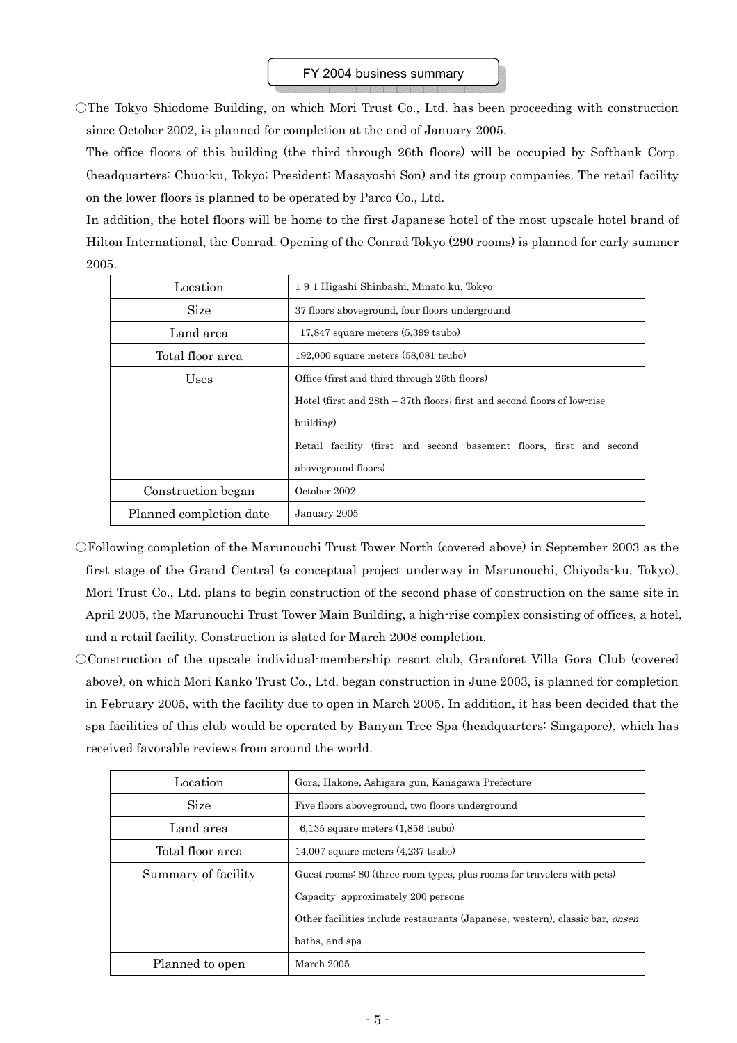## FY 2004 business summary

○The Tokyo Shiodome Building, on which Mori Trust Co., Ltd. has been proceeding with construction since October 2002, is planned for completion at the end of January 2005.

The office floors of this building (the third through 26th floors) will be occupied by Softbank Corp. (headquarters: Chuo-ku, Tokyo; President: Masayoshi Son) and its group companies. The retail facility on the lower floors is planned to be operated by Parco Co., Ltd.

In addition, the hotel floors will be home to the first Japanese hotel of the most upscale hotel brand of Hilton International, the Conrad. Opening of the Conrad Tokyo (290 rooms) is planned for early summer 2005.

| Location | 1-9-1 Higashi-Shinbashi, Minato-ku, Tokyo |
|---|---|
| Size | 37 floors aboveground, four floors underground |
| Land area | 17,847 square meters (5,399 tsubo) |
| Total floor area | 192,000 square meters (58,081 tsubo) |
| Uses | Office (first and third through 26th floors)<br>Hotel (first and 28th – 37th floors; first and second floors of low-rise building)<br>Retail facility (first and second basement floors, first and second aboveground floors) |
| Construction began | October 2002 |
| Planned completion date | January 2005 |

○Following completion of the Marunouchi Trust Tower North (covered above) in September 2003 as the first stage of the Grand Central (a conceptual project underway in Marunouchi, Chiyoda-ku, Tokyo), Mori Trust Co., Ltd. plans to begin construction of the second phase of construction on the same site in April 2005, the Marunouchi Trust Tower Main Building, a high-rise complex consisting of offices, a hotel, and a retail facility. Construction is slated for March 2008 completion.

○Construction of the upscale individual-membership resort club, Granforet Villa Gora Club (covered above), on which Mori Kanko Trust Co., Ltd. began construction in June 2003, is planned for completion in February 2005, with the facility due to open in March 2005. In addition, it has been decided that the spa facilities of this club would be operated by Banyan Tree Spa (headquarters: Singapore), which has received favorable reviews from around the world.

| Location | Gora, Hakone, Ashigara-gun, Kanagawa Prefecture |
|---|---|
| Size | Five floors aboveground, two floors underground |
| Land area | 6,135 square meters (1,856 tsubo) |
| Total floor area | 14,007 square meters (4,237 tsubo) |
| Summary of facility | Guest rooms: 80 (three room types, plus rooms for travelers with pets)<br>Capacity: approximately 200 persons<br>Other facilities include restaurants (Japanese, western), classic bar, *onsen* baths, and spa |
| Planned to open | March 2005 |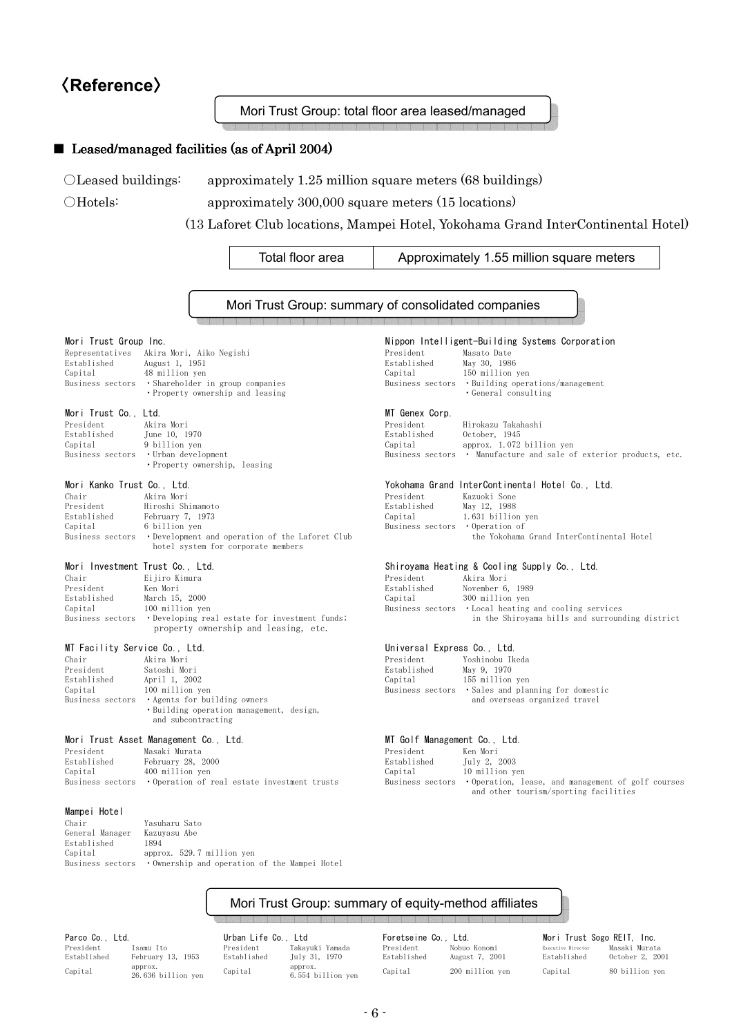# 〈Reference〉

## Mori Trust Group: total floor area leased/managed

### ■ Leased/managed facilities (as of April 2004)

○Leased buildings: approximately 1.25 million square meters (68 buildings)

○Hotels: approximately 300,000 square meters (15 locations)

(13 Laforet Club locations, Mampei Hotel, Yokohama Grand InterContinental Hotel)

| Total floor area | Approximately 1.55 million square meters |
|---|---|

## Mori Trust Group: summary of consolidated companies

**Mori Trust Group Inc.**
Representatives: Akira Mori, Aiko Negishi
Established: August 1, 1951
Capital: 48 million yen
Business sectors:
- Shareholder in group companies
- Property ownership and leasing

**Mori Trust Co., Ltd.**
President: Akira Mori
Established: June 10, 1970
Capital: 9 billion yen
Business sectors:
- Urban development
- Property ownership, leasing

**Mori Kanko Trust Co., Ltd.**
Chair: Akira Mori
President: Hiroshi Shimamoto
Established: February 7, 1973
Capital: 6 billion yen
Business sectors:
- Development and operation of the Laforet Club hotel system for corporate members

**Mori Investment Trust Co., Ltd.**
Chair: Eijiro Kimura
President: Ken Mori
Established: March 15, 2000
Capital: 100 million yen
Business sectors:
- Developing real estate for investment funds; property ownership and leasing, etc.

**MT Facility Service Co., Ltd.**
Chair: Akira Mori
President: Satoshi Mori
Established: April 1, 2002
Capital: 100 million yen
Business sectors:
- Agents for building owners
- Building operation management, design, and subcontracting

**Mori Trust Asset Management Co., Ltd.**
President: Masaki Murata
Established: February 28, 2000
Capital: 400 million yen
Business sectors:
- Operation of real estate investment trusts

**Mampei Hotel**
Chair: Yasuharu Sato
General Manager: Kazuyasu Abe
Established: 1894
Capital: approx. 529.7 million yen
Business sectors:
- Ownership and operation of the Mampei Hotel

**Nippon Intelligent-Building Systems Corporation**
President: Masato Date
Established: May 30, 1986
Capital: 150 million yen
Business sectors:
- Building operations/management
- General consulting

**MT Genex Corp.**
President: Hirokazu Takahashi
Established: October, 1945
Capital: approx. 1.072 billion yen
Business sectors:
- Manufacture and sale of exterior products, etc.

**Yokohama Grand InterContinental Hotel Co., Ltd.**
President: Kazuoki Sone
Established: May 12, 1988
Capital: 1.631 billion yen
Business sectors:
- Operation of the Yokohama Grand InterContinental Hotel

**Shiroyama Heating & Cooling Supply Co., Ltd.**
President: Akira Mori
Established: November 6, 1989
Capital: 300 million yen
Business sectors:
- Local heating and cooling services in the Shiroyama hills and surrounding district

**Universal Express Co., Ltd.**
President: Yoshinobu Ikeda
Established: May 9, 1970
Capital: 155 million yen
Business sectors:
- Sales and planning for domestic and overseas organized travel

**MT Golf Management Co., Ltd.**
President: Ken Mori
Established: July 2, 2003
Capital: 10 million yen
Business sectors:
- Operation, lease, and management of golf courses and other tourism/sporting facilities

## Mori Trust Group: summary of equity-method affiliates

**Parco Co., Ltd.**
President: Isamu Ito
Established: February 13, 1953
Capital: approx. 26.636 billion yen

**Urban Life Co., Ltd**
President: Takayuki Yamada
Established: July 31, 1970
Capital: approx. 6.554 billion yen

**Foretseine Co., Ltd.**
President: Nobuo Konomi
Established: August 7, 2001
Capital: 200 million yen

**Mori Trust Sogo REIT, Inc.**
Executive Director: Masaki Murata
Established: October 2, 2001
Capital: 80 billion yen